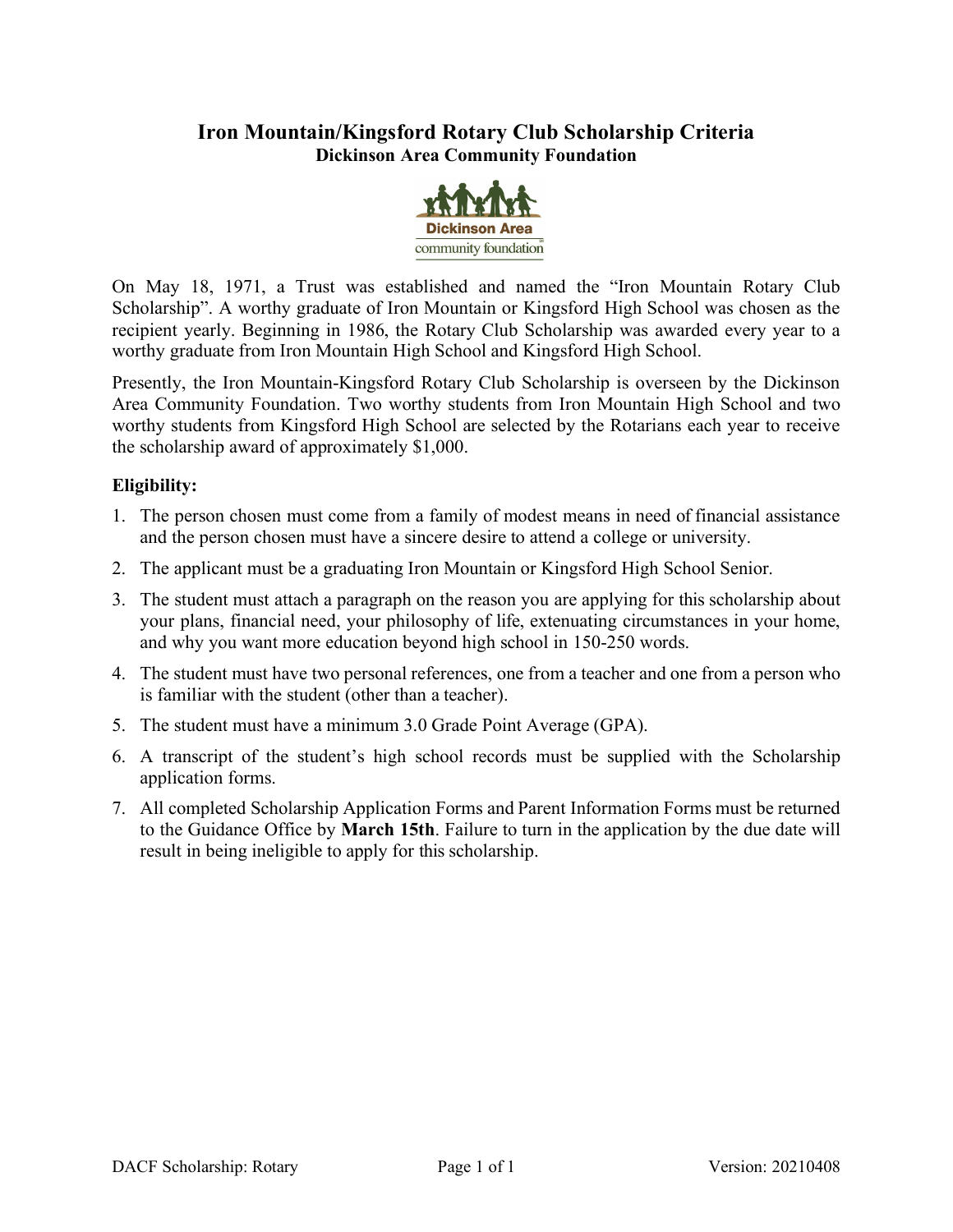# Iron Mountain/Kingsford Rotary Club Scholarship Criteria

## Dickinson Area Community Foundation

On May 18, 1971, a Trust was established and named the "Iron Mountain Rotary Club Scholarship". A worthy graduate of Iron Mountain or Kingsford High School was chosen as the recipient yearly. Beginning in 1986, the Rotary Club Scholarship was awarded every year to a worthy graduate from Iron Mountain High School and Kingsford High School.

Presently, the Iron Mountain-Kingsford Rotary Club Scholarship is overseen by the Dickinson Area Community Foundation. Two worthy students from Iron Mountain High School and two worthy students from Kingsford High School are selected by the Rotarians each year to receive the scholarship award of approximately $1,000.

**Eligibility:**

1. The person chosen must come from a family of modest means in need of financial assistance and the person chosen must have a sincere desire to attend a college or university.
2. The applicant must be a graduating Iron Mountain or Kingsford High School Senior.
3. The student must attach a paragraph on the reason you are applying for this scholarship about your plans, financial need, your philosophy of life, extenuating circumstances in your home, and why you want more education beyond high school in 150-250 words.
4. The student must have two personal references, one from a teacher and one from a person who is familiar with the student (other than a teacher).
5. The student must have a minimum 3.0 Grade Point Average (GPA).
6. A transcript of the student's high school records must be supplied with the Scholarship application forms.
7. All completed Scholarship Application Forms and Parent Information Forms must be returned to the Guidance Office by **March 15th**. Failure to turn in the application by the due date will result in being ineligible to apply for this scholarship.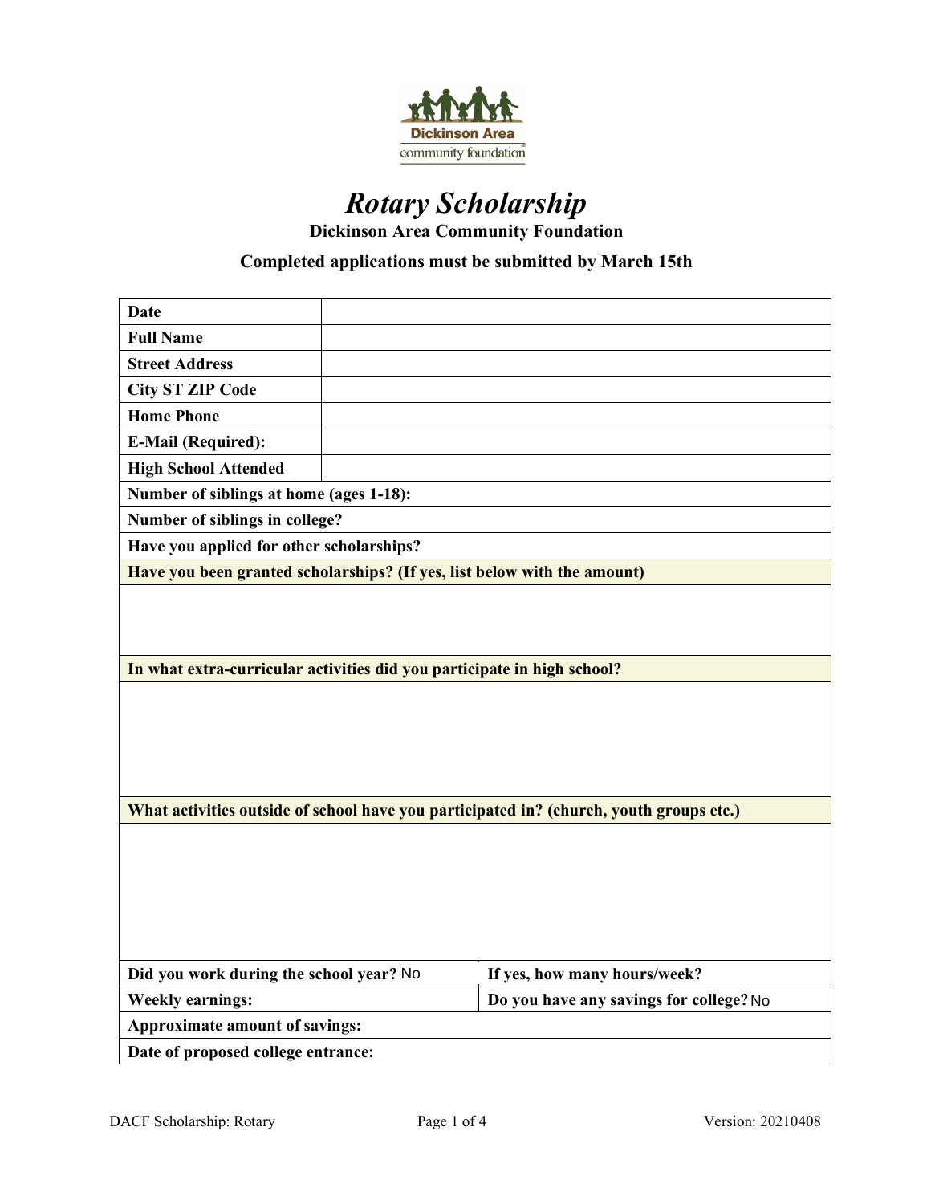Dickinson Area community foundation

# *Rotary Scholarship*

**Dickinson Area Community Foundation**

**Completed applications must be submitted by March 15th**

| | |
|---|---|
| **Date** | |
| **Full Name** | |
| **Street Address** | |
| **City ST ZIP Code** | |
| **Home Phone** | |
| **E-Mail (Required):** | |
| **High School Attended** | |

**Number of siblings at home (ages 1-18):**

**Number of siblings in college?**

**Have you applied for other scholarships?**

**Have you been granted scholarships? (If yes, list below with the amount)**

**In what extra-curricular activities did you participate in high school?**

**What activities outside of school have you participated in? (church, youth groups etc.)**

| | |
|---|---|
| **Did you work during the school year?** No | **If yes, how many hours/week?** |
| **Weekly earnings:** | **Do you have any savings for college?** No |

**Approximate amount of savings:**

**Date of proposed college entrance:**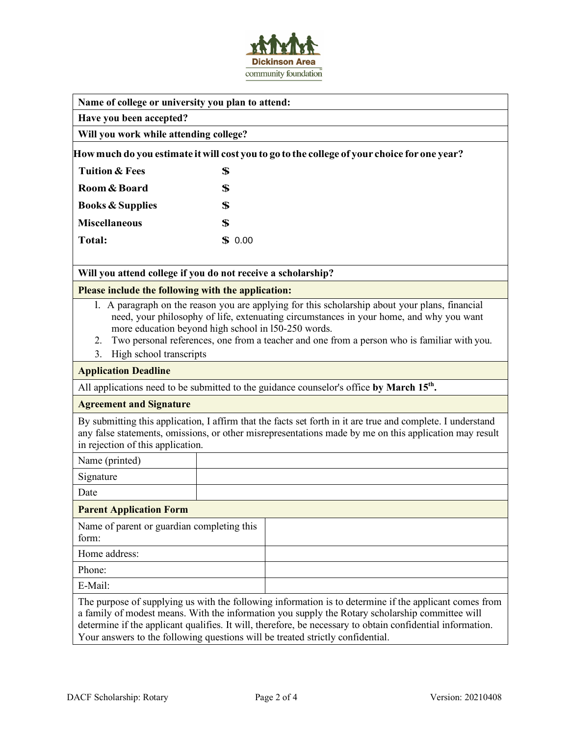Dickinson Area community foundation

| **Name of college or university you plan to attend:** |
|---|
| **Have you been accepted?** |
| **Will you work while attending college?** |

**How much do you estimate it will cost you to go to the college of your choice for one year?**

| | |
|---|---|
| **Tuition & Fees** | **$** |
| **Room & Board** | **$** |
| **Books & Supplies** | **$** |
| **Miscellaneous** | **$** |
| **Total:** | **$** 0.00 |

**Will you attend college if you do not receive a scholarship?**

**Please include the following with the application:**

1. A paragraph on the reason you are applying for this scholarship about your plans, financial need, your philosophy of life, extenuating circumstances in your home, and why you want more education beyond high school in 150-250 words.
2. Two personal references, one from a teacher and one from a person who is familiar with you.
3. High school transcripts

**Application Deadline**

All applications need to be submitted to the guidance counselor's office **by March 15th.**

**Agreement and Signature**

By submitting this application, I affirm that the facts set forth in it are true and complete. I understand any false statements, omissions, or other misrepresentations made by me on this application may result in rejection of this application.

| | |
|---|---|
| Name (printed) | |
| Signature | |
| Date | |

**Parent Application Form**

| | |
|---|---|
| Name of parent or guardian completing this form: | |
| Home address: | |
| Phone: | |
| E-Mail: | |

The purpose of supplying us with the following information is to determine if the applicant comes from a family of modest means. With the information you supply the Rotary scholarship committee will determine if the applicant qualifies. It will, therefore, be necessary to obtain confidential information. Your answers to the following questions will be treated strictly confidential.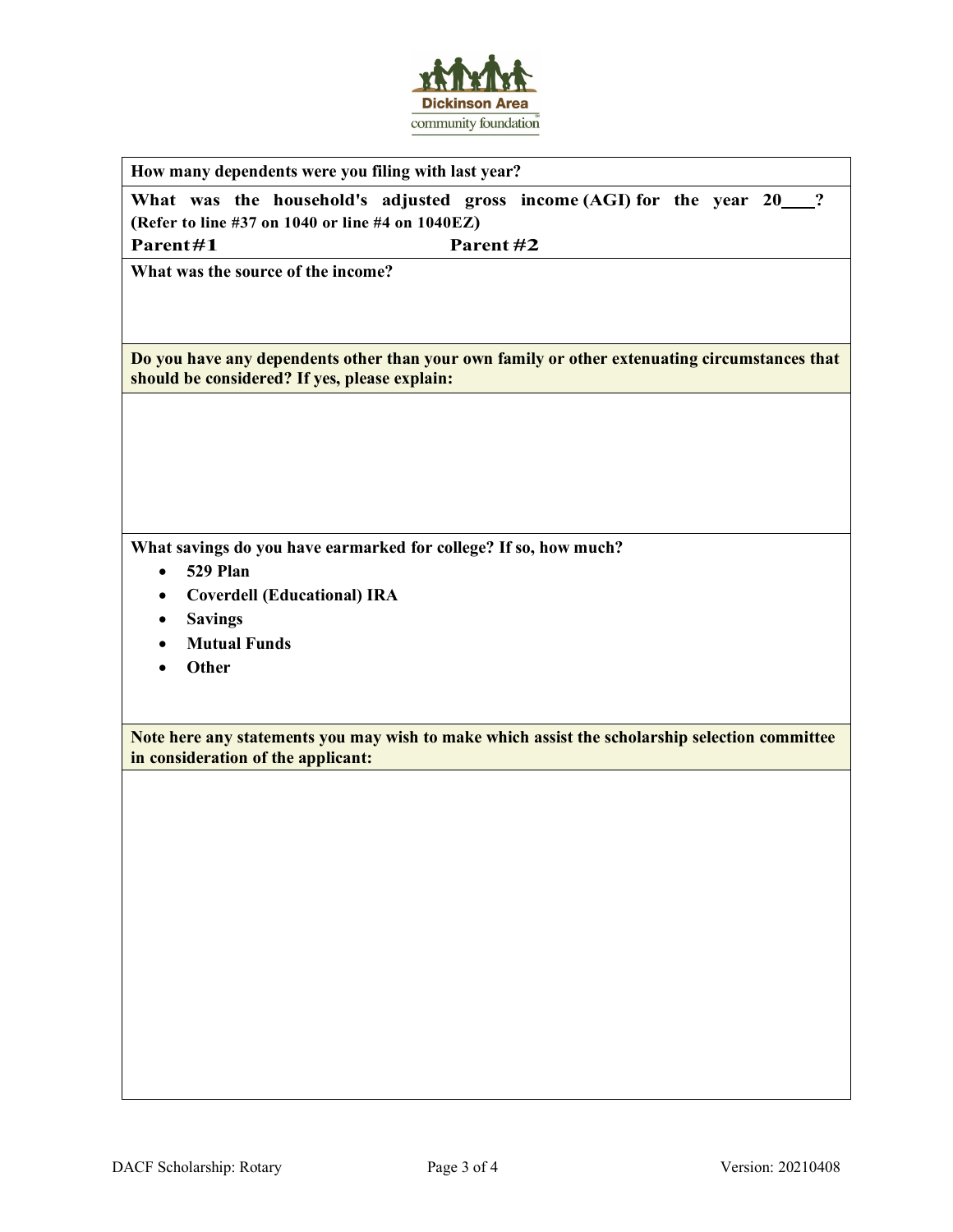Dickinson Area community foundation

**How many dependents were you filing with last year?**

**What was the household's adjusted gross income (AGI) for the year 20___?**
**(Refer to line #37 on 1040 or line #4 on 1040EZ)**

**Parent #1** **Parent #2**

**What was the source of the income?**

**Do you have any dependents other than your own family or other extenuating circumstances that should be considered? If yes, please explain:**

**What savings do you have earmarked for college? If so, how much?**

- **529 Plan**
- **Coverdell (Educational) IRA**
- **Savings**
- **Mutual Funds**
- **Other**

**Note here any statements you may wish to make which assist the scholarship selection committee in consideration of the applicant:**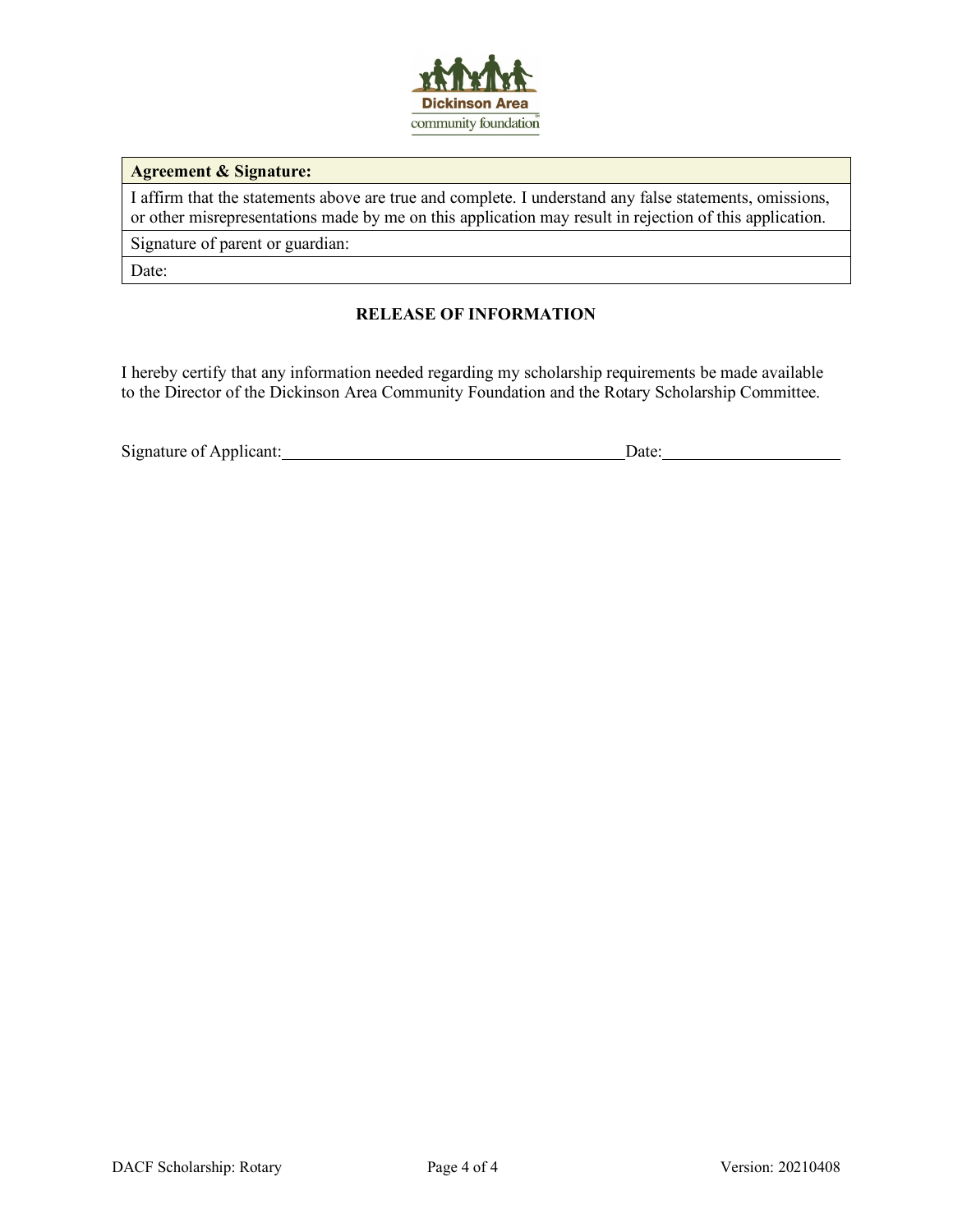Dickinson Area
community foundation

| **Agreement & Signature:** |
|---|
| I affirm that the statements above are true and complete. I understand any false statements, omissions, or other misrepresentations made by me on this application may result in rejection of this application. |
| Signature of parent or guardian: |
| Date: |

**RELEASE OF INFORMATION**

I hereby certify that any information needed regarding my scholarship requirements be made available to the Director of the Dickinson Area Community Foundation and the Rotary Scholarship Committee.

Signature of Applicant:\_\_\_\_\_\_\_\_\_\_\_\_\_\_\_\_\_\_\_\_\_\_\_\_\_\_\_\_\_\_\_\_\_\_\_\_\_\_\_\_ Date:\_\_\_\_\_\_\_\_\_\_\_\_\_\_\_\_\_\_\_\_